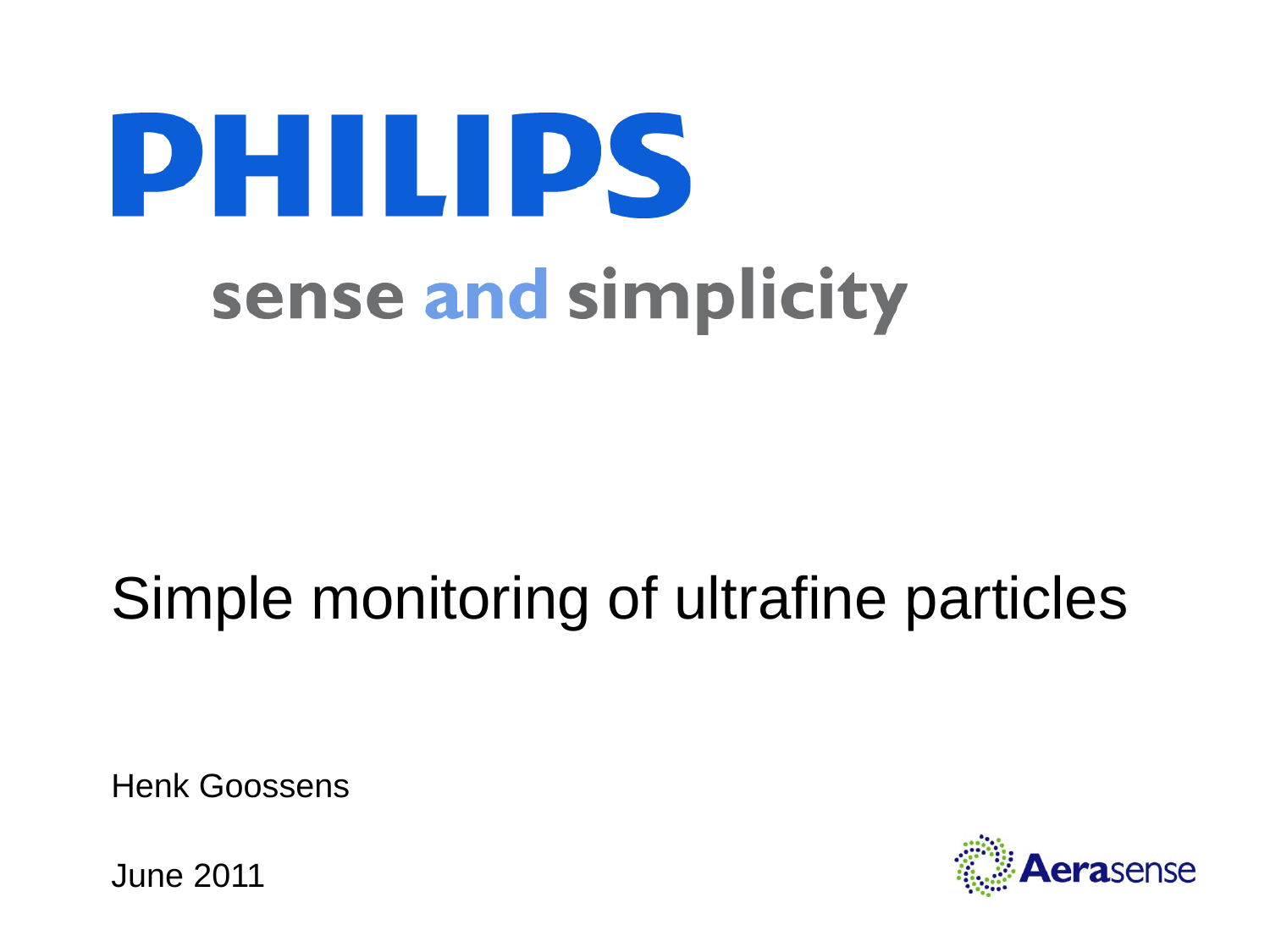PHILIPS

sense and simplicity

# Simple monitoring of ultrafine particles

Henk Goossens

June 2011

Aerasense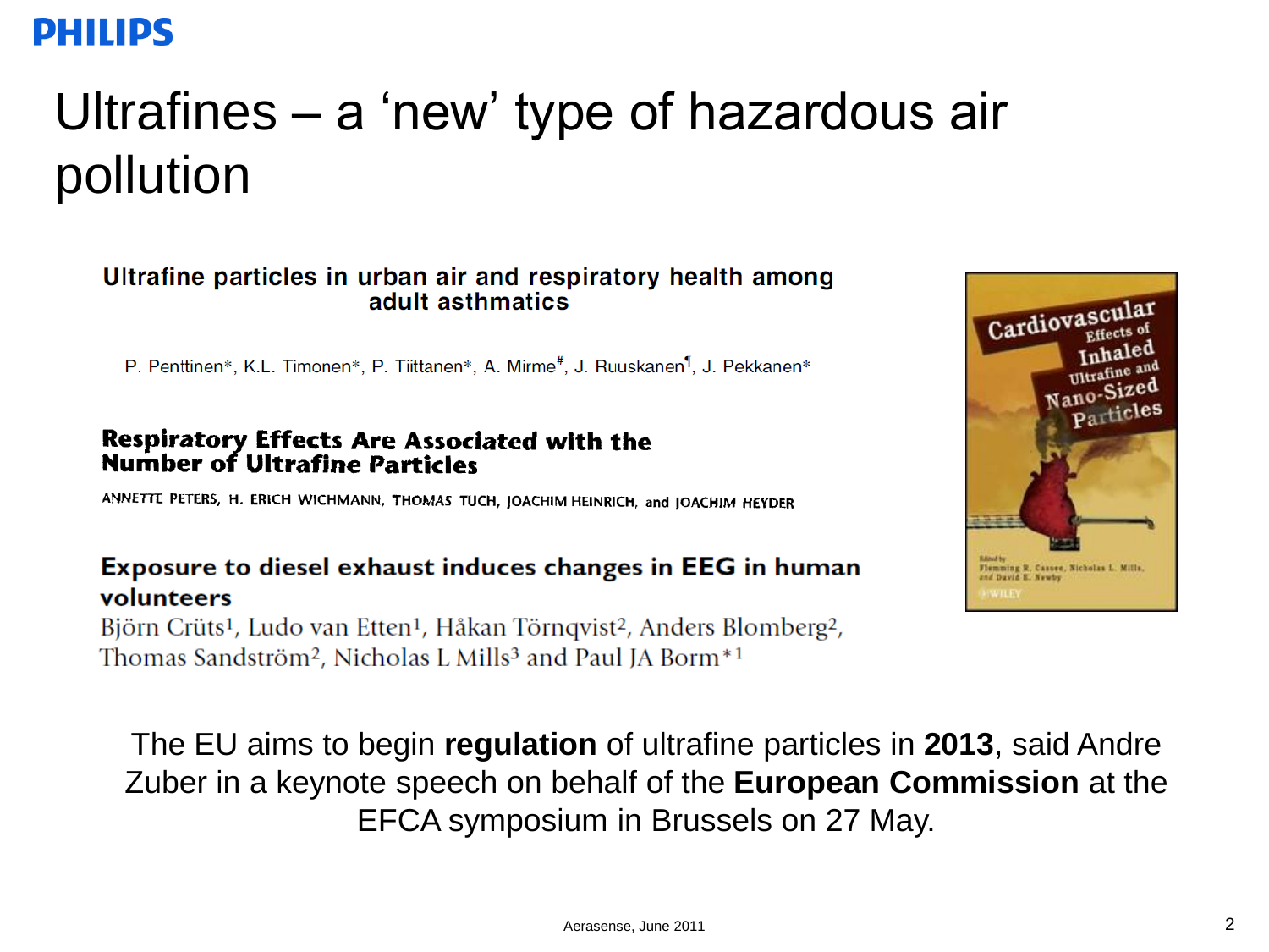# Ultrafines – a 'new' type of hazardous air pollution

**Ultrafine particles in urban air and respiratory health among adult asthmatics**

P. Penttinen*, K.L. Timonen*, P. Tiittanen*, A. Mirme#, J. Ruuskanen¶, J. Pekkanen*

**Respiratory Effects Are Associated with the Number of Ultrafine Particles**

ANNETTE PETERS, H. ERICH WICHMANN, THOMAS TUCH, JOACHIM HEINRICH, and JOACHIM HEYDER

**Exposure to diesel exhaust induces changes in EEG in human volunteers**

Björn Crüts[1], Ludo van Etten[1], Håkan Törnqvist[2], Anders Blomberg[2], Thomas Sandström[2], Nicholas L Mills[3] and Paul JA Borm*[1]

Cardiovascular Effects of Inhaled Ultrafine and Nano-Sized Particles

Edited by Flemming R. Cassee, Nicholas L. Mills, and David E. Newby

WILEY

The EU aims to begin **regulation** of ultrafine particles in **2013**, said Andre Zuber in a keynote speech on behalf of the **European Commission** at the EFCA symposium in Brussels on 27 May.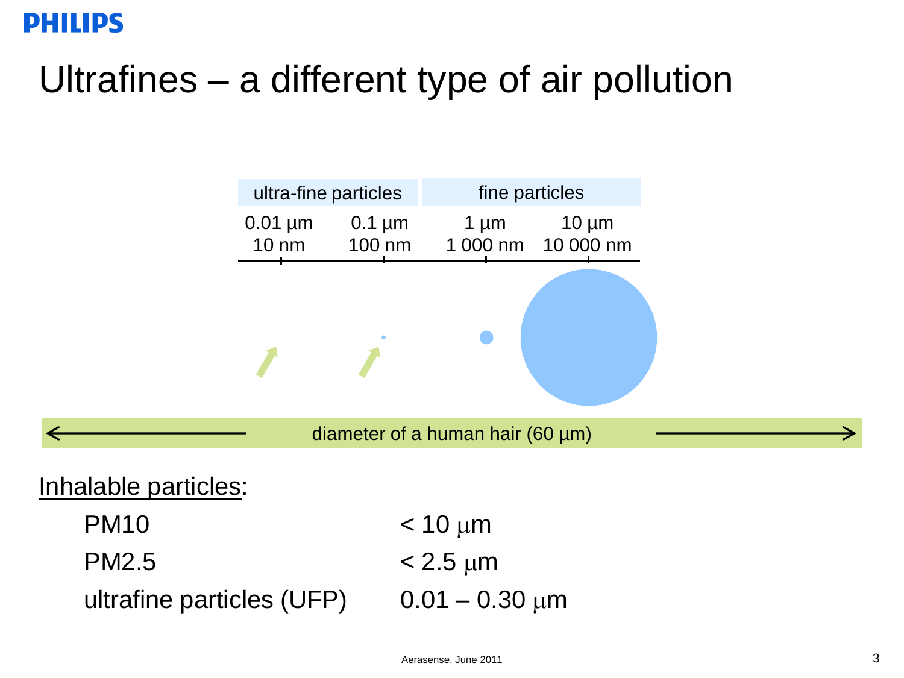# Ultrafines – a different type of air pollution

| ultra-fine particles | | fine particles | |
|---|---|---|---|
| 0.01 µm | 0.1 µm | 1 µm | 10 µm |
| 10 nm | 100 nm | 1 000 nm | 10 000 nm |

diameter of a human hair (60 µm)

Inhalable particles:

| | |
|---|---|
| PM10 | < 10 µm |
| PM2.5 | < 2.5 µm |
| ultrafine particles (UFP) | 0.01 – 0.30 µm |

Aerasense, June 2011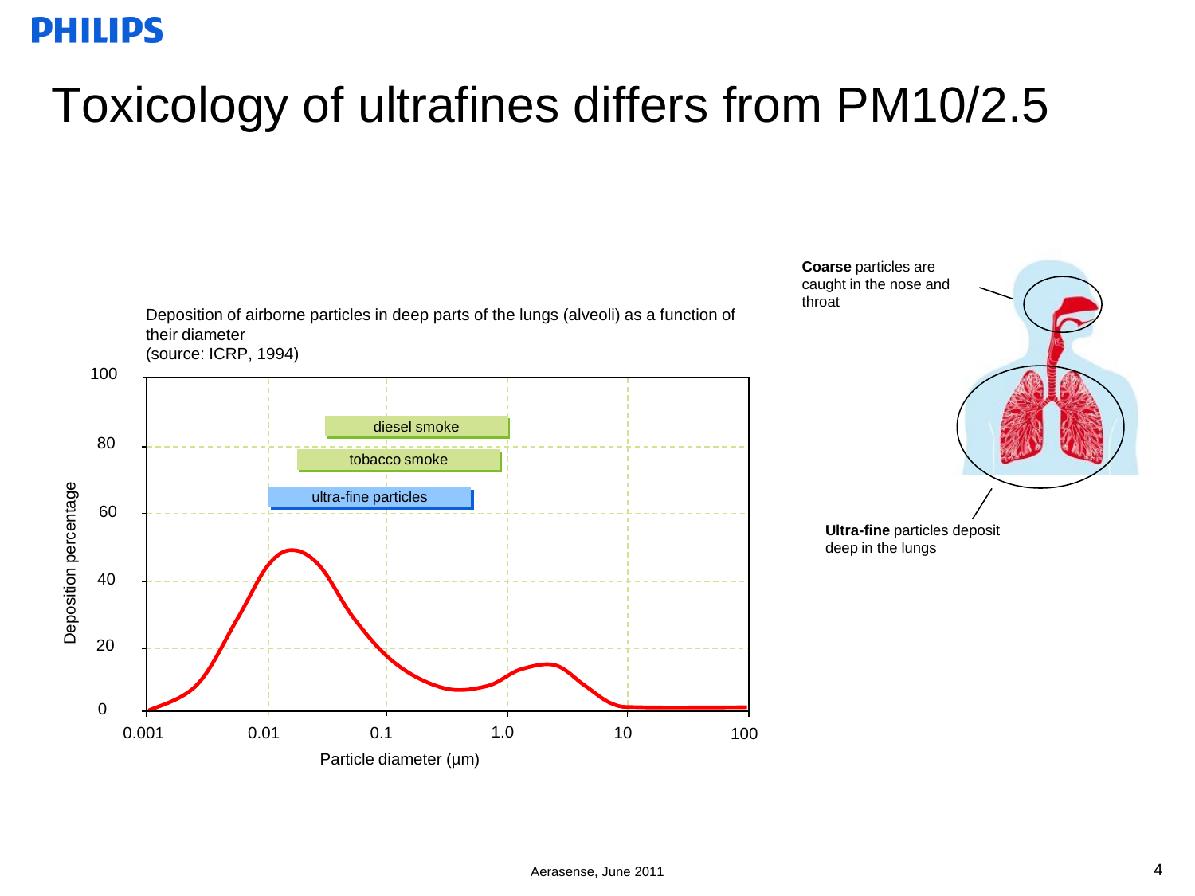# Toxicology of ultrafines differs from PM10/2.5

Deposition of airborne particles in deep parts of the lungs (alveoli) as a function of their diameter
(source: ICRP, 1994)

**Coarse** particles are caught in the nose and throat

**Ultra-fine** particles deposit deep in the lungs

Aerasense, June 2011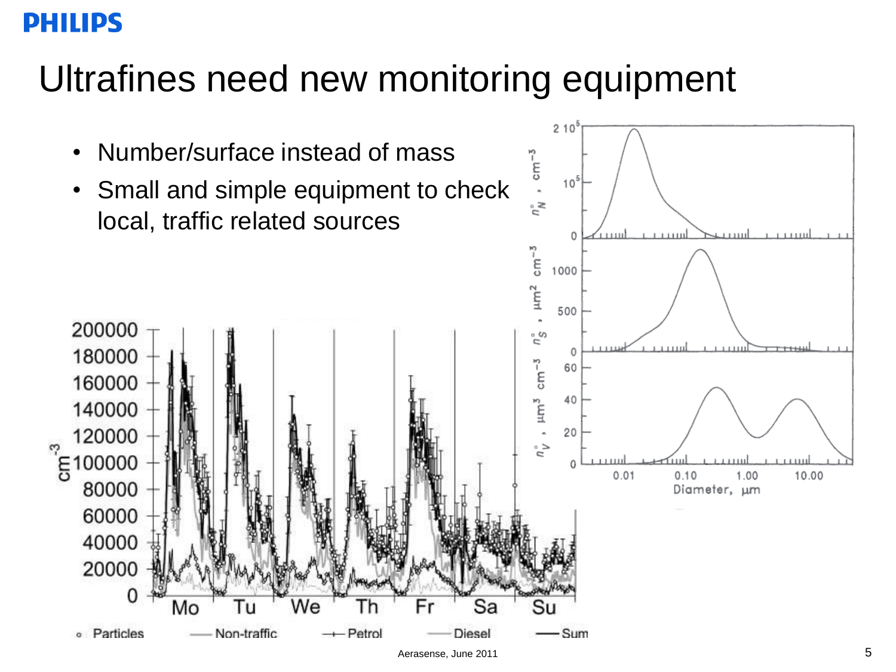# Ultrafines need new monitoring equipment

- Number/surface instead of mass
- Small and simple equipment to check local, traffic related sources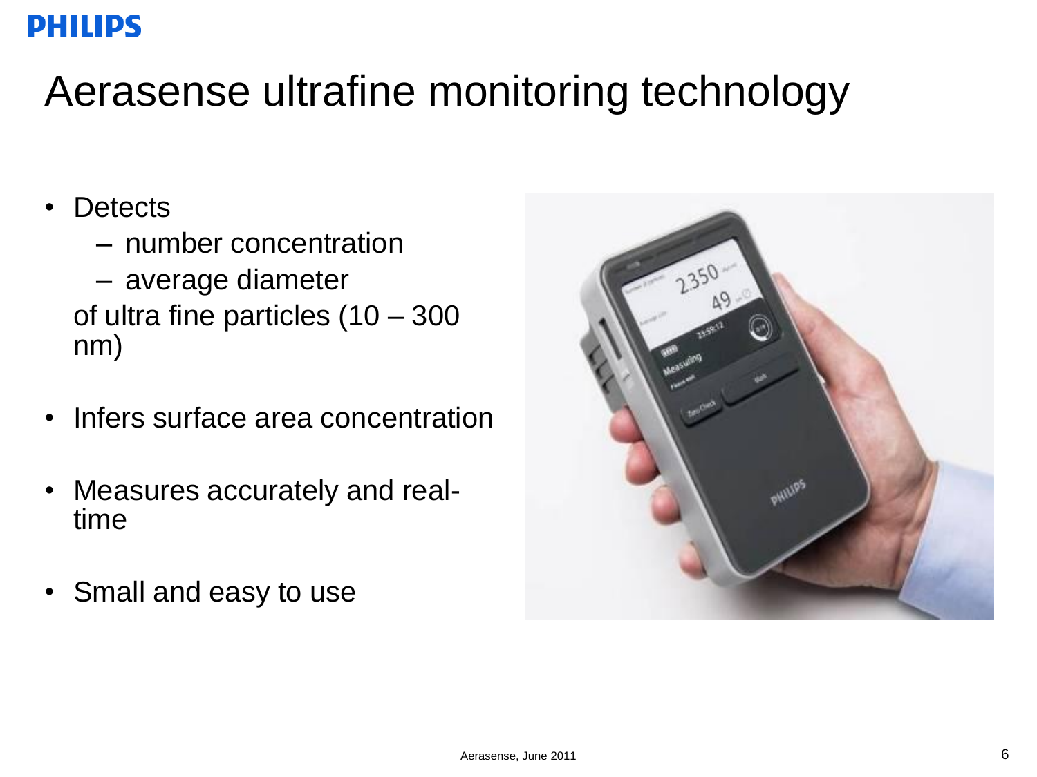# Aerasense ultrafine monitoring technology

- Detects
  - number concentration
  - average diameter

  of ultra fine particles (10 – 300 nm)
- Infers surface area concentration
- Measures accurately and real-time
- Small and easy to use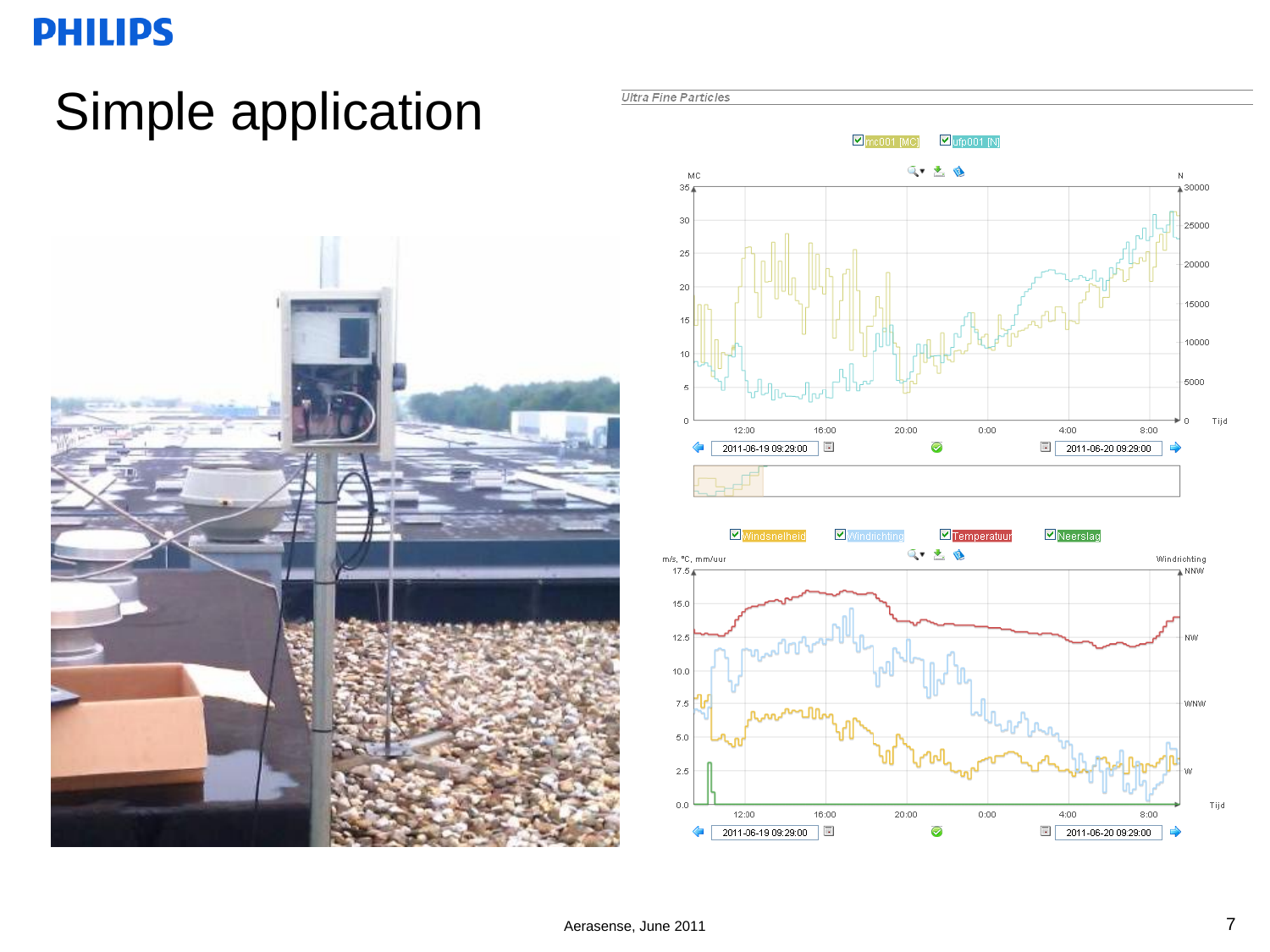# Simple application

Ultra Fine Particles

mc001 [MC] ufp001 [N]

Windsnelheid Windrichting Temperatuur Neerslag

Aerasense, June 2011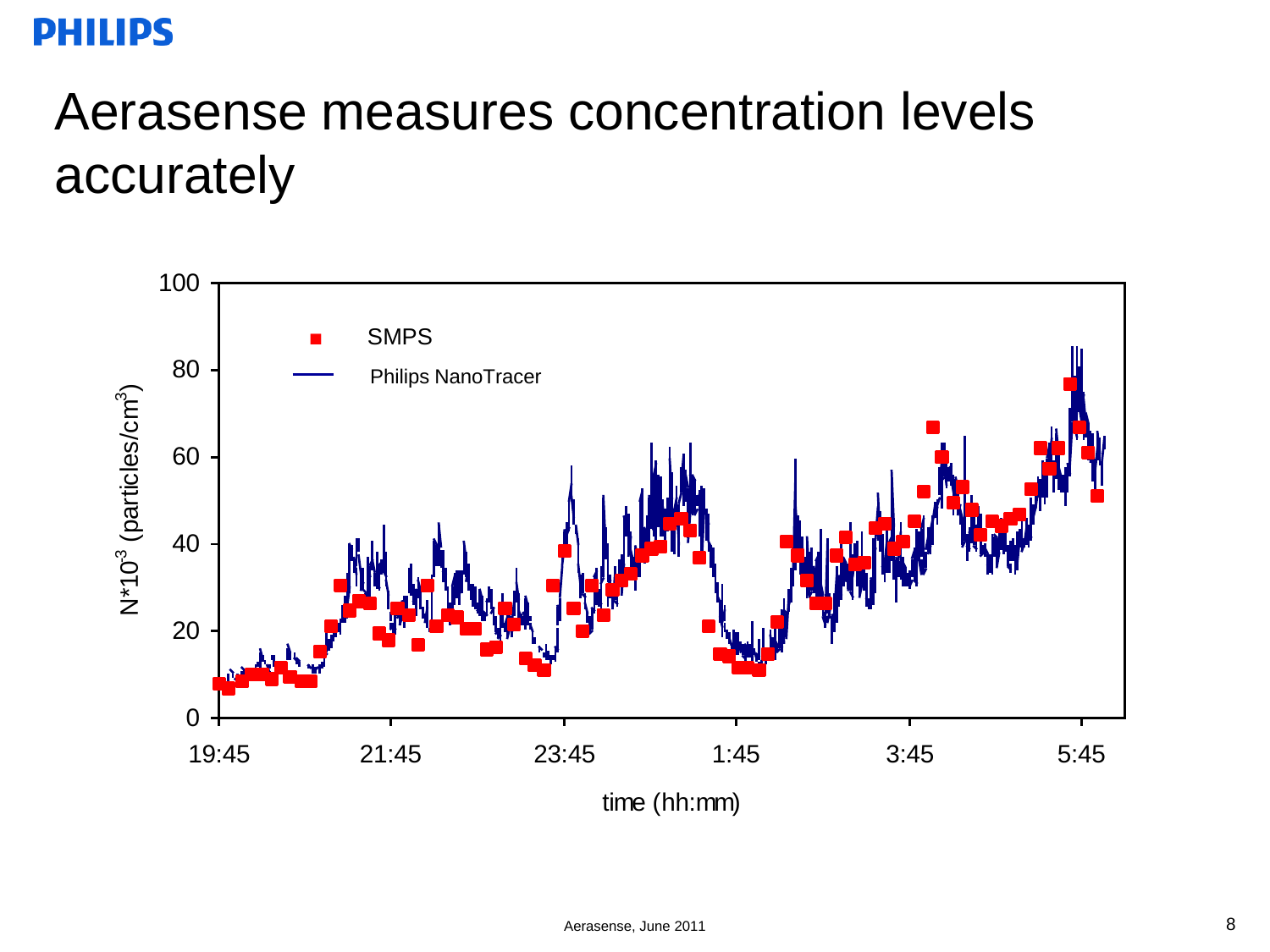# Aerasense measures concentration levels accurately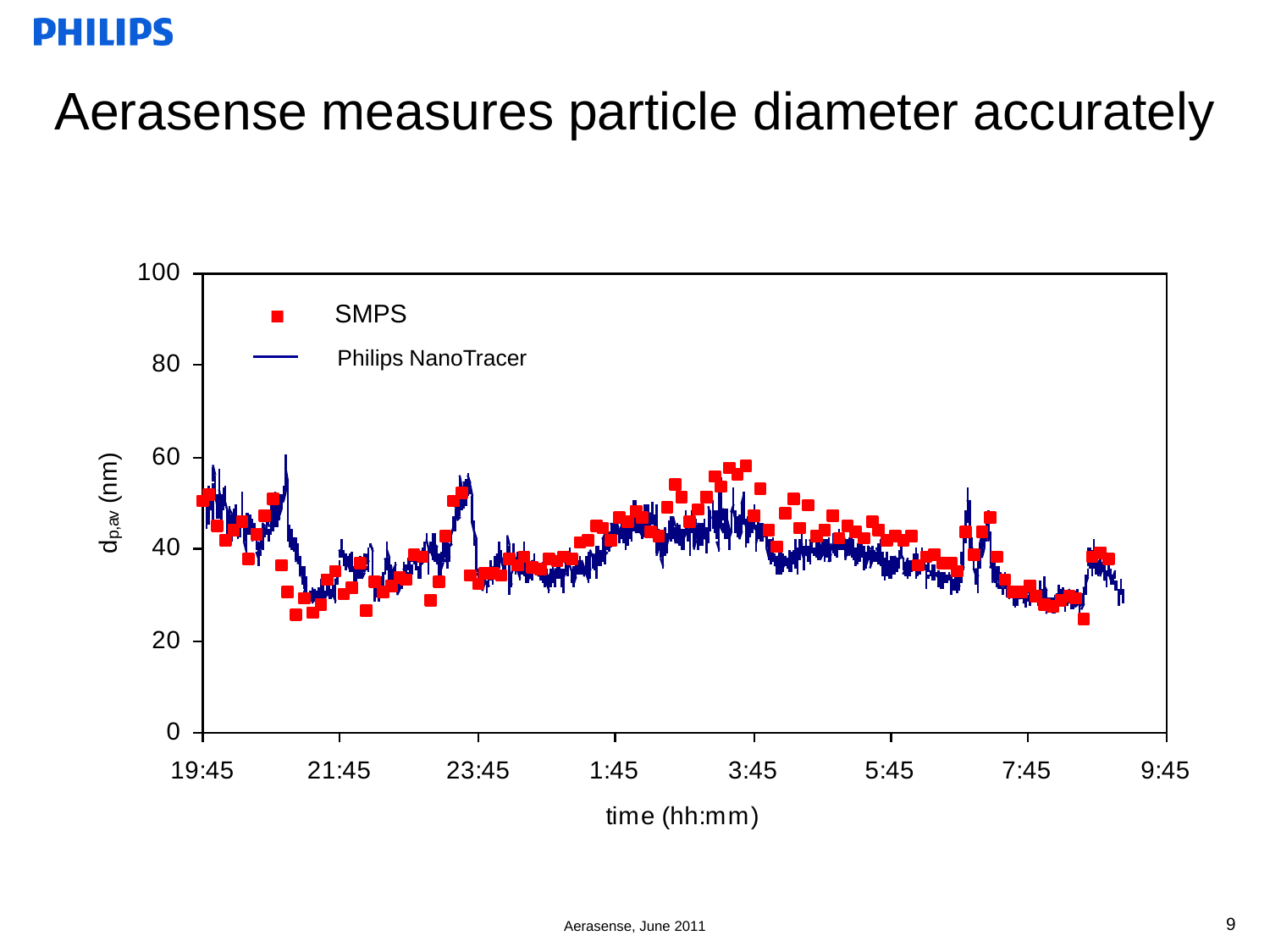# Aerasense measures particle diameter accurately

Legend: SMPS; Philips NanoTracer

Y-axis: $d_{p,av}$ (nm) — 0, 20, 40, 60, 80, 100

X-axis: time (hh:mm) — 19:45, 21:45, 23:45, 1:45, 3:45, 5:45, 7:45, 9:45

Aerasense, June 2011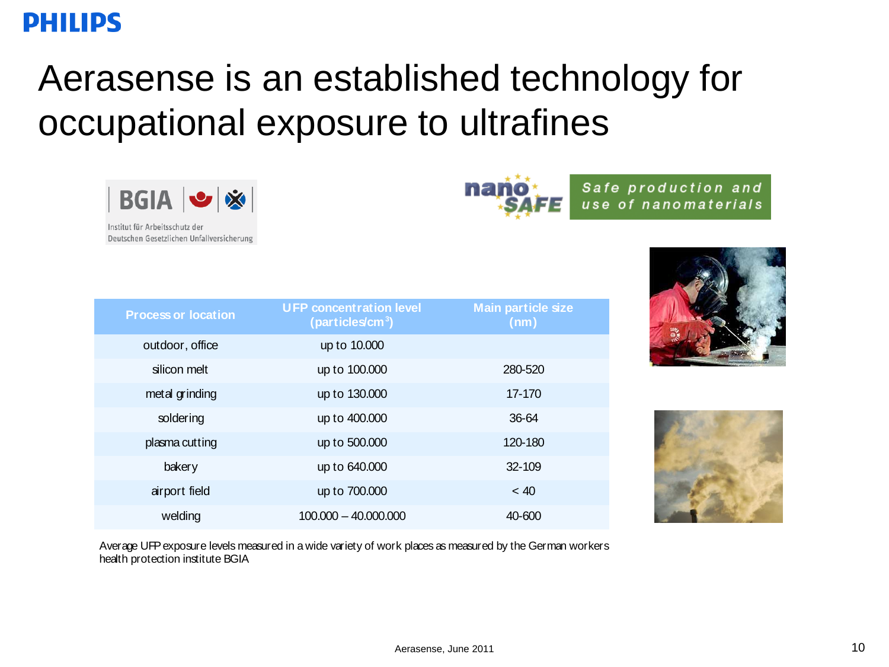# Aerasense is an established technology for occupational exposure to ultrafines

BGIA
Institut für Arbeitsschutz der Deutschen Gesetzlichen Unfallversicherung

nano SAFE — Safe production and use of nanomaterials

| Process or location | UFP concentration level (particles/cm$^3$) | Main particle size (nm) |
|---|---|---|
| outdoor, office | up to 10.000 | |
| silicon melt | up to 100.000 | 280-520 |
| metal grinding | up to 130.000 | 17-170 |
| soldering | up to 400.000 | 36-64 |
| plasma cutting | up to 500.000 | 120-180 |
| bakery | up to 640.000 | 32-109 |
| airport field | up to 700.000 | < 40 |
| welding | 100.000 – 40.000.000 | 40-600 |

Average UFP exposure levels measured in a wide variety of work places as measured by the German workers health protection institute BGIA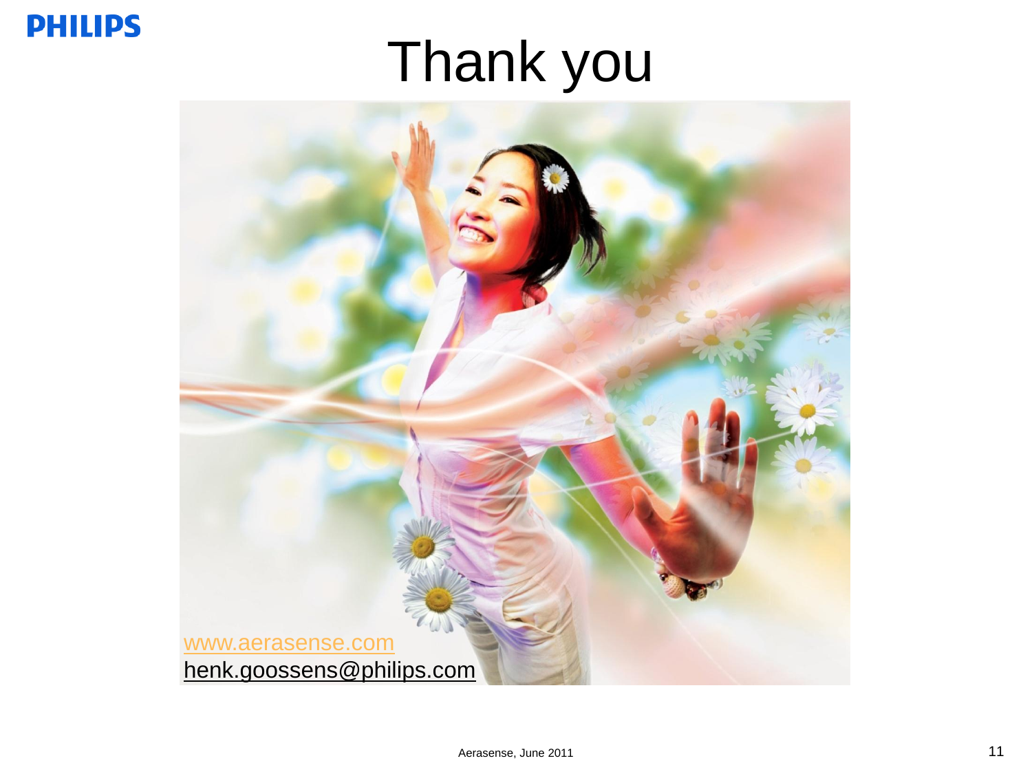# Thank you

www.aerasense.com

henk.goossens@philips.com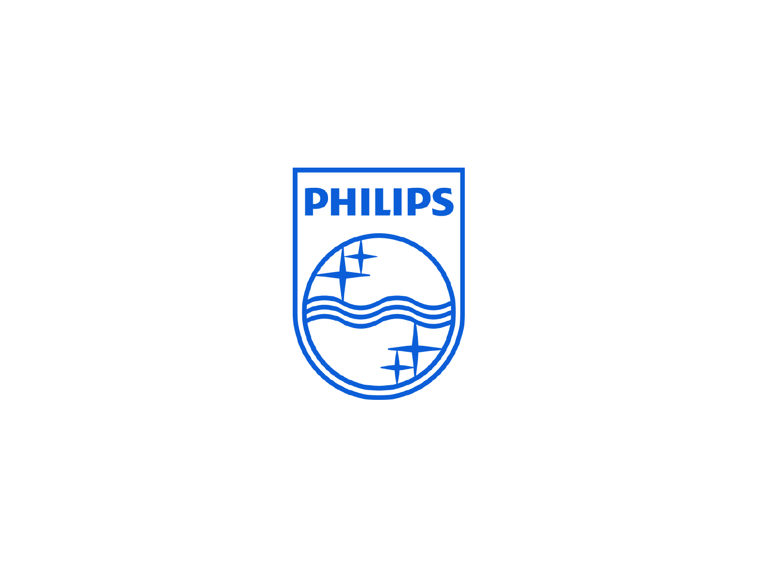PHILIPS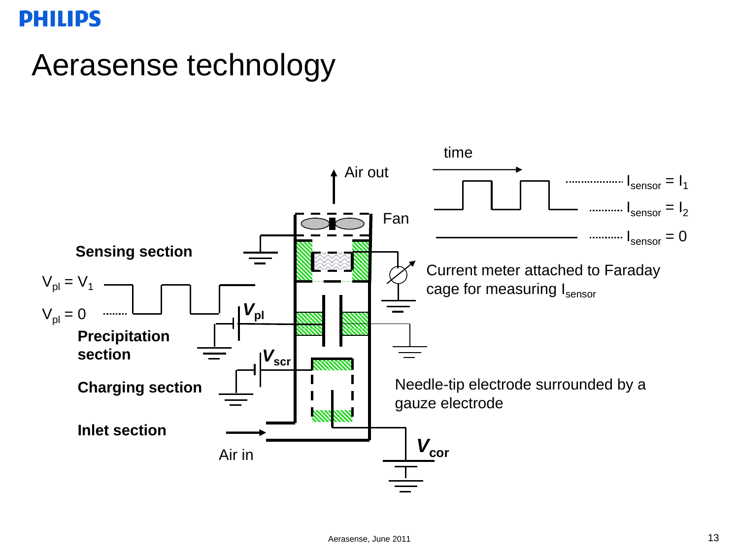# Aerasense technology

time

$I_{sensor} = I_1$

$I_{sensor} = I_2$

$I_{sensor} = 0$

Air out

Fan

**Sensing section**

$V_{pl} = V_1$

$V_{pl} = 0$

$V_{pl}$

**Precipitation section**

$V_{scr}$

**Charging section**

**Inlet section**

Air in

Current meter attached to Faraday cage for measuring $I_{sensor}$

Needle-tip electrode surrounded by a gauze electrode

$V_{cor}$